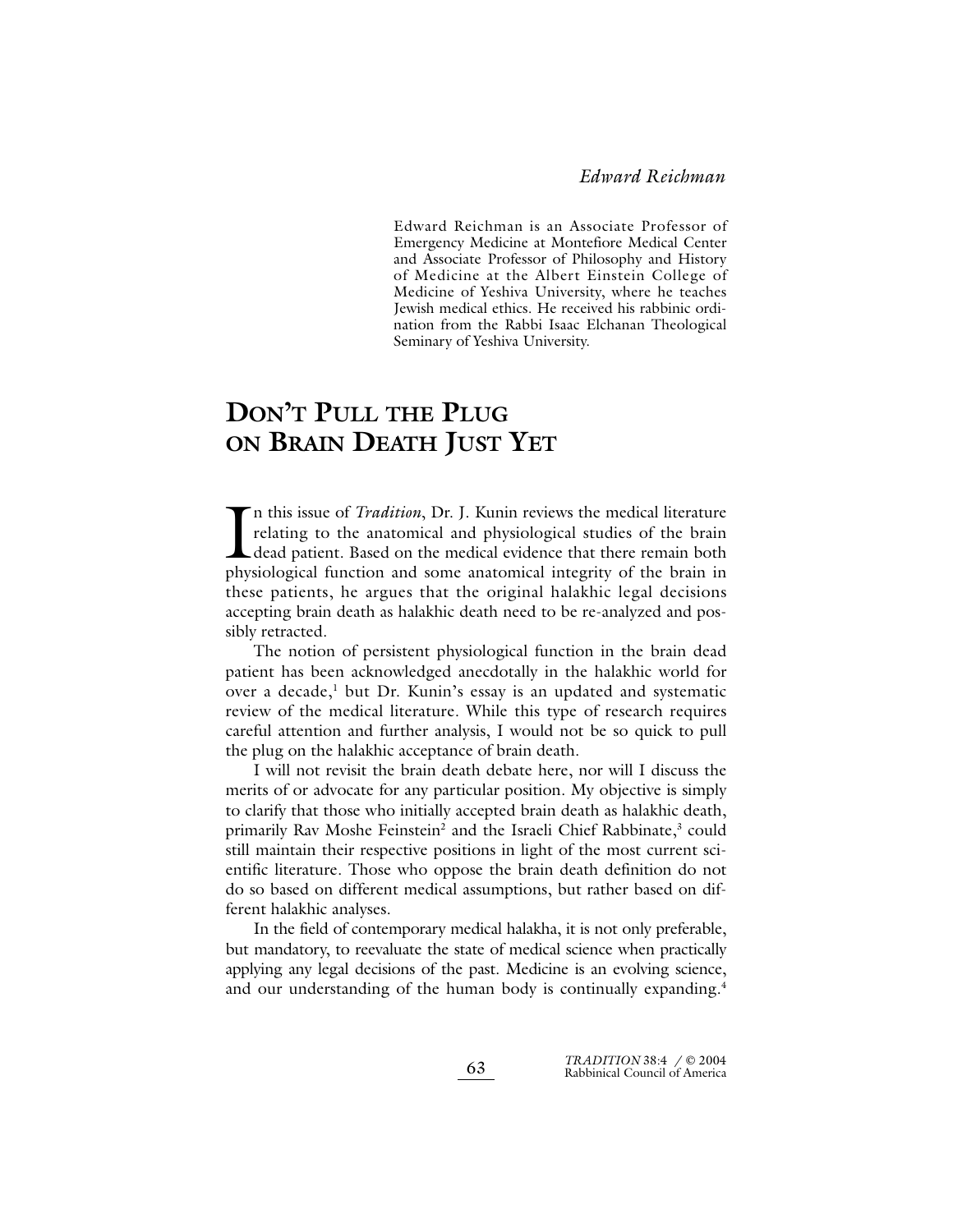*Edward Reichman*

Edward Reichman is an Associate Professor of Emergency Medicine at Montefiore Medical Center and Associate Professor of Philosophy and History of Medicine at the Albert Einstein College of Medicine of Yeshiva University, where he teaches Jewish medical ethics. He received his rabbinic ordination from the Rabbi Isaac Elchanan Theological Seminary of Yeshiva University.

# DON'T PULL THE PLUG ON BRAIN DEATH JUST YET

In this issue of *Tradition*, Dr. J. Kunin reviews the medical literature relating to the anatomical and physiological studies of the brain dead patient. Based on the medical evidence that there remain both physiological function and some anatomical integrity of the brain in these patients, he argues that the original halakhic legal decisions accepting brain death as halakhic death need to be re-analyzed and possibly retracted.

The notion of persistent physiological function in the brain dead patient has been acknowledged anecdotally in the halakhic world for over a decade,[1] but Dr. Kunin's essay is an updated and systematic review of the medical literature. While this type of research requires careful attention and further analysis, I would not be so quick to pull the plug on the halakhic acceptance of brain death.

I will not revisit the brain death debate here, nor will I discuss the merits of or advocate for any particular position. My objective is simply to clarify that those who initially accepted brain death as halakhic death, primarily Rav Moshe Feinstein[2] and the Israeli Chief Rabbinate,[3] could still maintain their respective positions in light of the most current scientific literature. Those who oppose the brain death definition do not do so based on different medical assumptions, but rather based on different halakhic analyses.

In the field of contemporary medical halakha, it is not only preferable, but mandatory, to reevaluate the state of medical science when practically applying any legal decisions of the past. Medicine is an evolving science, and our understanding of the human body is continually expanding.[4]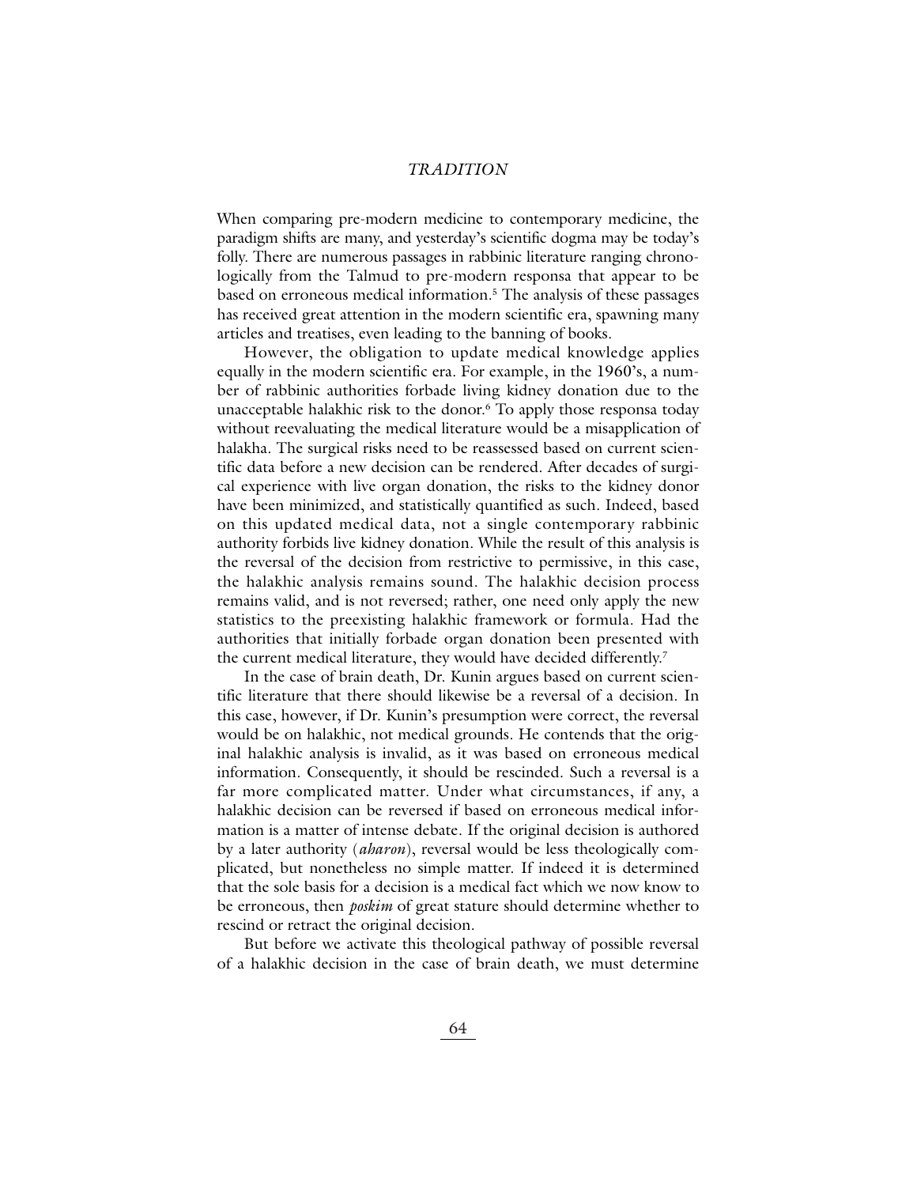When comparing pre-modern medicine to contemporary medicine, the paradigm shifts are many, and yesterday's scientific dogma may be today's folly. There are numerous passages in rabbinic literature ranging chronologically from the Talmud to pre-modern responsa that appear to be based on erroneous medical information.[5] The analysis of these passages has received great attention in the modern scientific era, spawning many articles and treatises, even leading to the banning of books.

However, the obligation to update medical knowledge applies equally in the modern scientific era. For example, in the 1960's, a number of rabbinic authorities forbade living kidney donation due to the unacceptable halakhic risk to the donor.[6] To apply those responsa today without reevaluating the medical literature would be a misapplication of halakha. The surgical risks need to be reassessed based on current scientific data before a new decision can be rendered. After decades of surgical experience with live organ donation, the risks to the kidney donor have been minimized, and statistically quantified as such. Indeed, based on this updated medical data, not a single contemporary rabbinic authority forbids live kidney donation. While the result of this analysis is the reversal of the decision from restrictive to permissive, in this case, the halakhic analysis remains sound. The halakhic decision process remains valid, and is not reversed; rather, one need only apply the new statistics to the preexisting halakhic framework or formula. Had the authorities that initially forbade organ donation been presented with the current medical literature, they would have decided differently.[7]

In the case of brain death, Dr. Kunin argues based on current scientific literature that there should likewise be a reversal of a decision. In this case, however, if Dr. Kunin's presumption were correct, the reversal would be on halakhic, not medical grounds. He contends that the original halakhic analysis is invalid, as it was based on erroneous medical information. Consequently, it should be rescinded. Such a reversal is a far more complicated matter. Under what circumstances, if any, a halakhic decision can be reversed if based on erroneous medical information is a matter of intense debate. If the original decision is authored by a later authority (*aharon*), reversal would be less theologically complicated, but nonetheless no simple matter. If indeed it is determined that the sole basis for a decision is a medical fact which we now know to be erroneous, then *poskim* of great stature should determine whether to rescind or retract the original decision.

But before we activate this theological pathway of possible reversal of a halakhic decision in the case of brain death, we must determine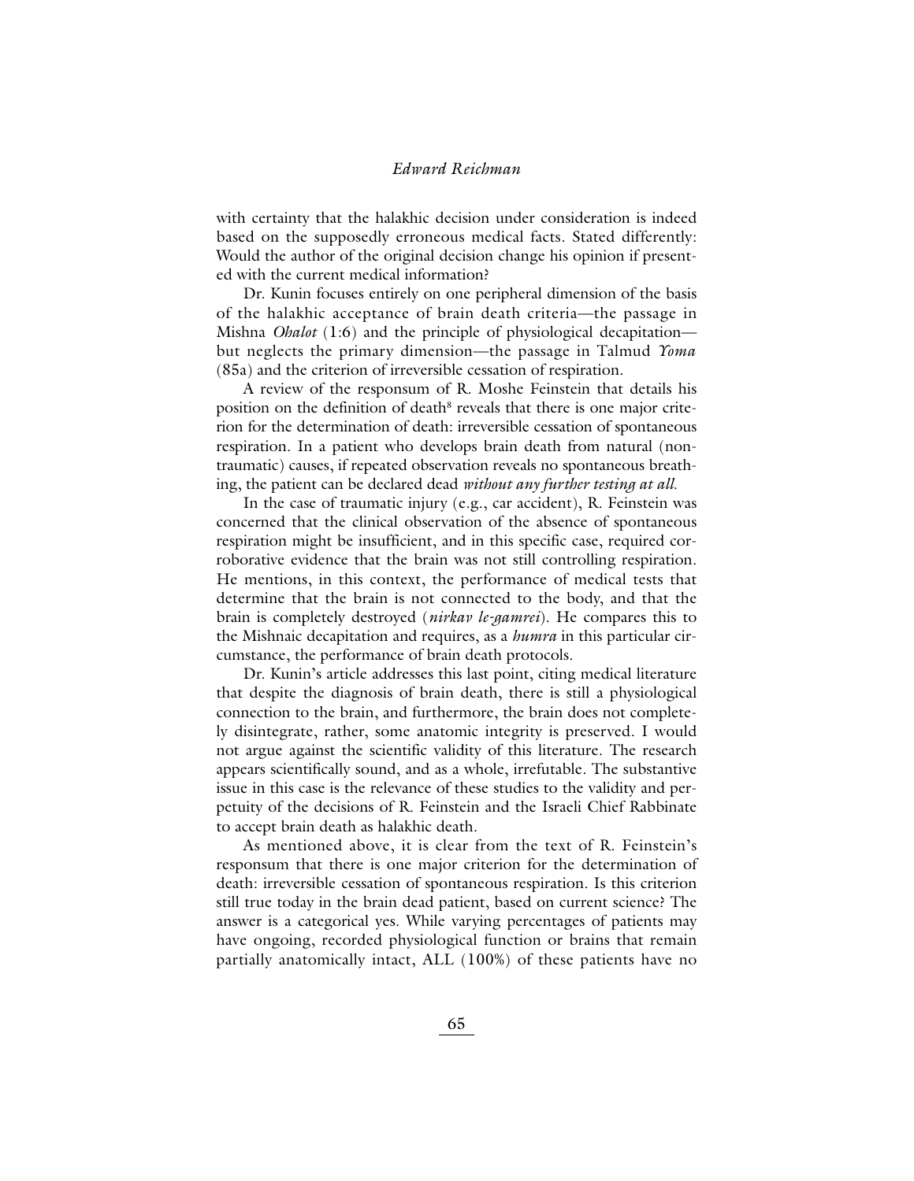with certainty that the halakhic decision under consideration is indeed based on the supposedly erroneous medical facts. Stated differently: Would the author of the original decision change his opinion if presented with the current medical information?

Dr. Kunin focuses entirely on one peripheral dimension of the basis of the halakhic acceptance of brain death criteria—the passage in Mishna *Ohalot* (1:6) and the principle of physiological decapitation—but neglects the primary dimension—the passage in Talmud *Yoma* (85a) and the criterion of irreversible cessation of respiration.

A review of the responsum of R. Moshe Feinstein that details his position on the definition of death[8] reveals that there is one major criterion for the determination of death: irreversible cessation of spontaneous respiration. In a patient who develops brain death from natural (non-traumatic) causes, if repeated observation reveals no spontaneous breathing, the patient can be declared dead *without any further testing at all.*

In the case of traumatic injury (e.g., car accident), R. Feinstein was concerned that the clinical observation of the absence of spontaneous respiration might be insufficient, and in this specific case, required corroborative evidence that the brain was not still controlling respiration. He mentions, in this context, the performance of medical tests that determine that the brain is not connected to the body, and that the brain is completely destroyed (*nirkav le-gamrei*). He compares this to the Mishnaic decapitation and requires, as a *humra* in this particular circumstance, the performance of brain death protocols.

Dr. Kunin's article addresses this last point, citing medical literature that despite the diagnosis of brain death, there is still a physiological connection to the brain, and furthermore, the brain does not completely disintegrate, rather, some anatomic integrity is preserved. I would not argue against the scientific validity of this literature. The research appears scientifically sound, and as a whole, irrefutable. The substantive issue in this case is the relevance of these studies to the validity and perpetuity of the decisions of R. Feinstein and the Israeli Chief Rabbinate to accept brain death as halakhic death.

As mentioned above, it is clear from the text of R. Feinstein's responsum that there is one major criterion for the determination of death: irreversible cessation of spontaneous respiration. Is this criterion still true today in the brain dead patient, based on current science? The answer is a categorical yes. While varying percentages of patients may have ongoing, recorded physiological function or brains that remain partially anatomically intact, ALL (100%) of these patients have no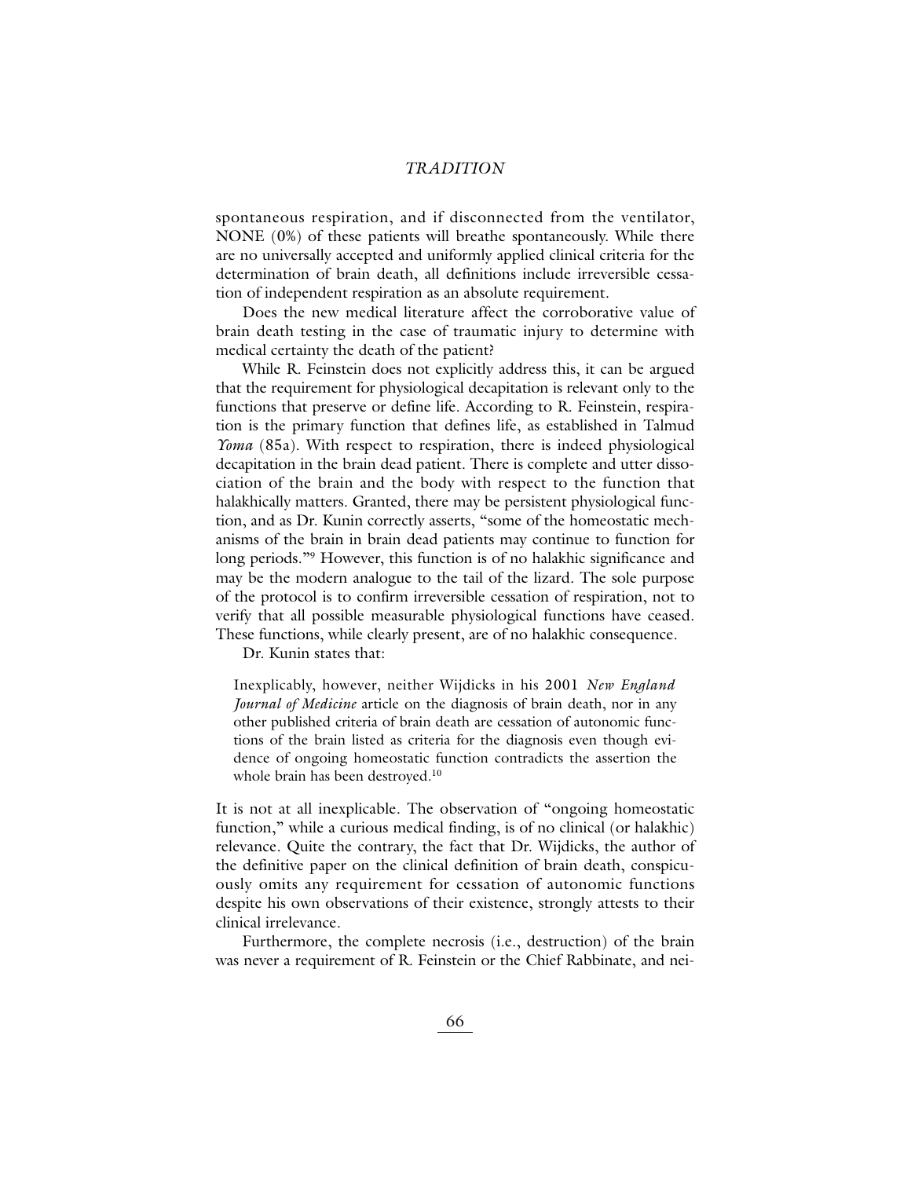spontaneous respiration, and if disconnected from the ventilator, NONE (0%) of these patients will breathe spontaneously. While there are no universally accepted and uniformly applied clinical criteria for the determination of brain death, all definitions include irreversible cessation of independent respiration as an absolute requirement.

Does the new medical literature affect the corroborative value of brain death testing in the case of traumatic injury to determine with medical certainty the death of the patient?

While R. Feinstein does not explicitly address this, it can be argued that the requirement for physiological decapitation is relevant only to the functions that preserve or define life. According to R. Feinstein, respiration is the primary function that defines life, as established in Talmud *Yoma* (85a). With respect to respiration, there is indeed physiological decapitation in the brain dead patient. There is complete and utter dissociation of the brain and the body with respect to the function that halakhically matters. Granted, there may be persistent physiological function, and as Dr. Kunin correctly asserts, "some of the homeostatic mechanisms of the brain in brain dead patients may continue to function for long periods."[9] However, this function is of no halakhic significance and may be the modern analogue to the tail of the lizard. The sole purpose of the protocol is to confirm irreversible cessation of respiration, not to verify that all possible measurable physiological functions have ceased. These functions, while clearly present, are of no halakhic consequence.

Dr. Kunin states that:

> Inexplicably, however, neither Wijdicks in his 2001 *New England Journal of Medicine* article on the diagnosis of brain death, nor in any other published criteria of brain death are cessation of autonomic functions of the brain listed as criteria for the diagnosis even though evidence of ongoing homeostatic function contradicts the assertion the whole brain has been destroyed.[10]

It is not at all inexplicable. The observation of "ongoing homeostatic function," while a curious medical finding, is of no clinical (or halakhic) relevance. Quite the contrary, the fact that Dr. Wijdicks, the author of the definitive paper on the clinical definition of brain death, conspicuously omits any requirement for cessation of autonomic functions despite his own observations of their existence, strongly attests to their clinical irrelevance.

Furthermore, the complete necrosis (i.e., destruction) of the brain was never a requirement of R. Feinstein or the Chief Rabbinate, and nei-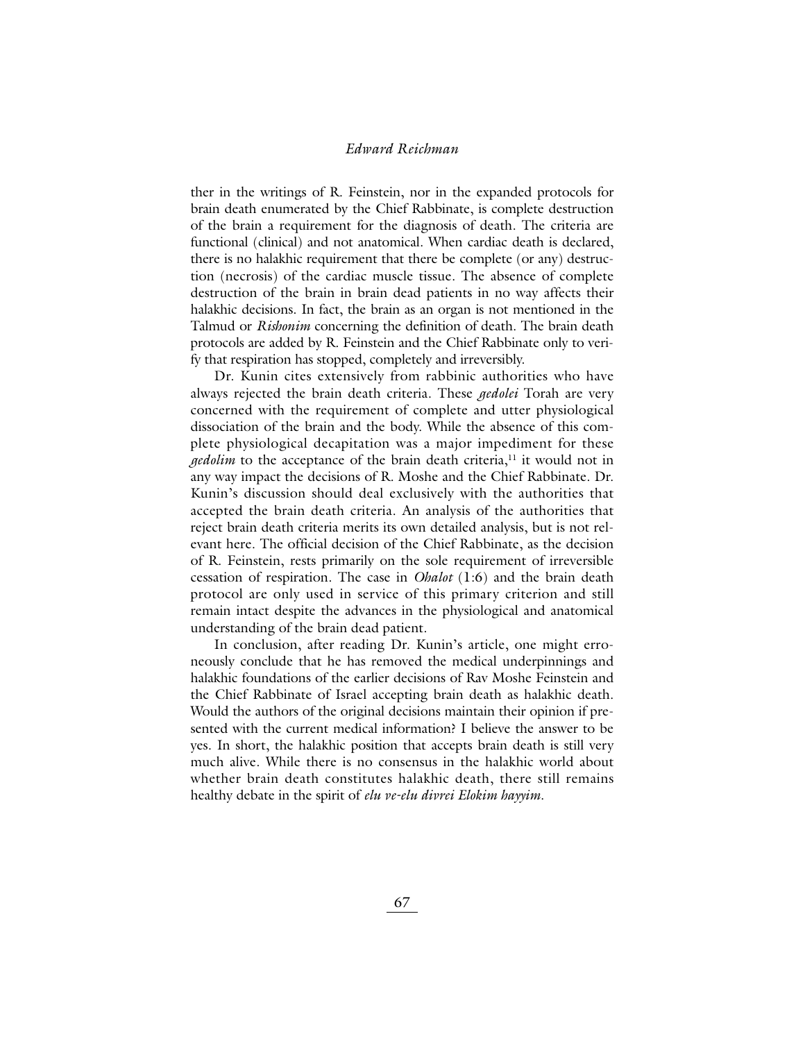ther in the writings of R. Feinstein, nor in the expanded protocols for brain death enumerated by the Chief Rabbinate, is complete destruction of the brain a requirement for the diagnosis of death. The criteria are functional (clinical) and not anatomical. When cardiac death is declared, there is no halakhic requirement that there be complete (or any) destruction (necrosis) of the cardiac muscle tissue. The absence of complete destruction of the brain in brain dead patients in no way affects their halakhic decisions. In fact, the brain as an organ is not mentioned in the Talmud or *Rishonim* concerning the definition of death. The brain death protocols are added by R. Feinstein and the Chief Rabbinate only to verify that respiration has stopped, completely and irreversibly.

Dr. Kunin cites extensively from rabbinic authorities who have always rejected the brain death criteria. These *gedolei* Torah are very concerned with the requirement of complete and utter physiological dissociation of the brain and the body. While the absence of this complete physiological decapitation was a major impediment for these *gedolim* to the acceptance of the brain death criteria,[11] it would not in any way impact the decisions of R. Moshe and the Chief Rabbinate. Dr. Kunin's discussion should deal exclusively with the authorities that accepted the brain death criteria. An analysis of the authorities that reject brain death criteria merits its own detailed analysis, but is not relevant here. The official decision of the Chief Rabbinate, as the decision of R. Feinstein, rests primarily on the sole requirement of irreversible cessation of respiration. The case in *Ohalot* (1:6) and the brain death protocol are only used in service of this primary criterion and still remain intact despite the advances in the physiological and anatomical understanding of the brain dead patient.

In conclusion, after reading Dr. Kunin's article, one might erroneously conclude that he has removed the medical underpinnings and halakhic foundations of the earlier decisions of Rav Moshe Feinstein and the Chief Rabbinate of Israel accepting brain death as halakhic death. Would the authors of the original decisions maintain their opinion if presented with the current medical information? I believe the answer to be yes. In short, the halakhic position that accepts brain death is still very much alive. While there is no consensus in the halakhic world about whether brain death constitutes halakhic death, there still remains healthy debate in the spirit of *elu ve-elu divrei Elokim hayyim*.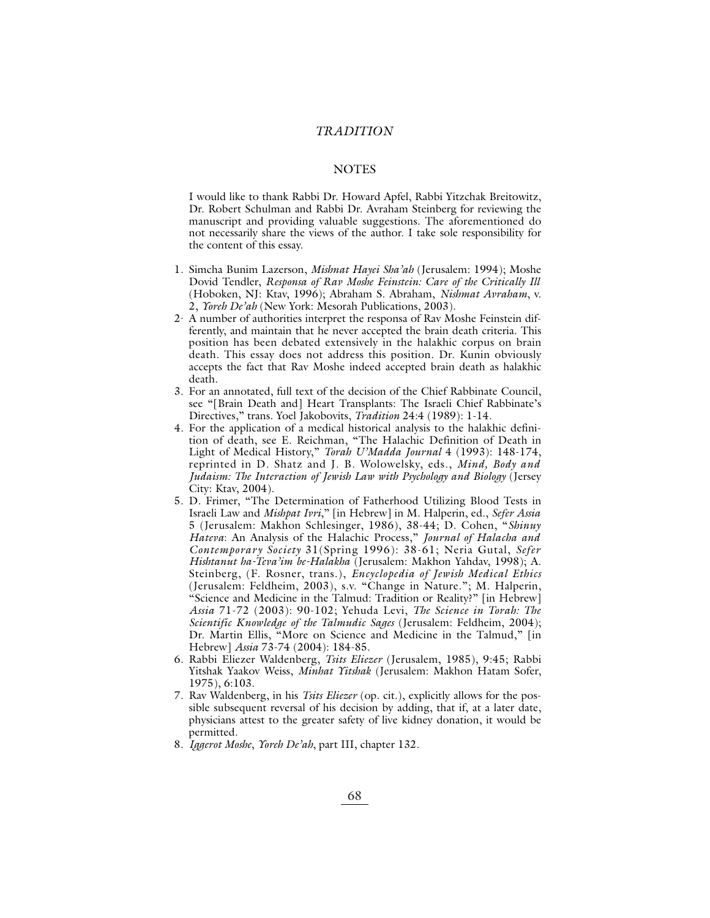## NOTES

I would like to thank Rabbi Dr. Howard Apfel, Rabbi Yitzchak Breitowitz, Dr. Robert Schulman and Rabbi Dr. Avraham Steinberg for reviewing the manuscript and providing valuable suggestions. The aforementioned do not necessarily share the views of the author. I take sole responsibility for the content of this essay.

1. Simcha Bunim Lazerson, *Mishnat Hayei Sha'ah* (Jerusalem: 1994); Moshe Dovid Tendler, *Responsa of Rav Moshe Feinstein: Care of the Critically Ill* (Hoboken, NJ: Ktav, 1996); Abraham S. Abraham, *Nishmat Avraham*, v. 2, *Yoreh De'ah* (New York: Mesorah Publications, 2003).
2. A number of authorities interpret the responsa of Rav Moshe Feinstein differently, and maintain that he never accepted the brain death criteria. This position has been debated extensively in the halakhic corpus on brain death. This essay does not address this position. Dr. Kunin obviously accepts the fact that Rav Moshe indeed accepted brain death as halakhic death.
3. For an annotated, full text of the decision of the Chief Rabbinate Council, see "[Brain Death and] Heart Transplants: The Israeli Chief Rabbinate's Directives," trans. Yoel Jakobovits, *Tradition* 24:4 (1989): 1-14.
4. For the application of a medical historical analysis to the halakhic definition of death, see E. Reichman, "The Halachic Definition of Death in Light of Medical History," *Torah U'Madda Journal* 4 (1993): 148-174, reprinted in D. Shatz and J. B. Wolowelsky, eds., *Mind, Body and Judaism: The Interaction of Jewish Law with Psychology and Biology* (Jersey City: Ktav, 2004).
5. D. Frimer, "The Determination of Fatherhood Utilizing Blood Tests in Israeli Law and *Mishpat Ivri*," [in Hebrew] in M. Halperin, ed., *Sefer Assia* 5 (Jerusalem: Makhon Schlesinger, 1986), 38-44; D. Cohen, "*Shinuy Hateva*: An Analysis of the Halachic Process," *Journal of Halacha and Contemporary Society* 31(Spring 1996): 38-61; Neria Gutal, *Sefer Hishtanut ha-Teva'im be-Halakha* (Jerusalem: Makhon Yahdav, 1998); A. Steinberg, (F. Rosner, trans.), *Encyclopedia of Jewish Medical Ethics* (Jerusalem: Feldheim, 2003), s.v. "Change in Nature."; M. Halperin, "Science and Medicine in the Talmud: Tradition or Reality?" [in Hebrew] *Assia* 71-72 (2003): 90-102; Yehuda Levi, *The Science in Torah: The Scientific Knowledge of the Talmudic Sages* (Jerusalem: Feldheim, 2004); Dr. Martin Ellis, "More on Science and Medicine in the Talmud," [in Hebrew] *Assia* 73-74 (2004): 184-85.
6. Rabbi Eliezer Waldenberg, *Tsits Eliezer* (Jerusalem, 1985), 9:45; Rabbi Yitshak Yaakov Weiss, *Minhat Yitshak* (Jerusalem: Makhon Hatam Sofer, 1975), 6:103.
7. Rav Waldenberg, in his *Tsits Eliezer* (op. cit.), explicitly allows for the possible subsequent reversal of his decision by adding, that if, at a later date, physicians attest to the greater safety of live kidney donation, it would be permitted.
8. *Iggerot Moshe*, *Yoreh De'ah*, part III, chapter 132.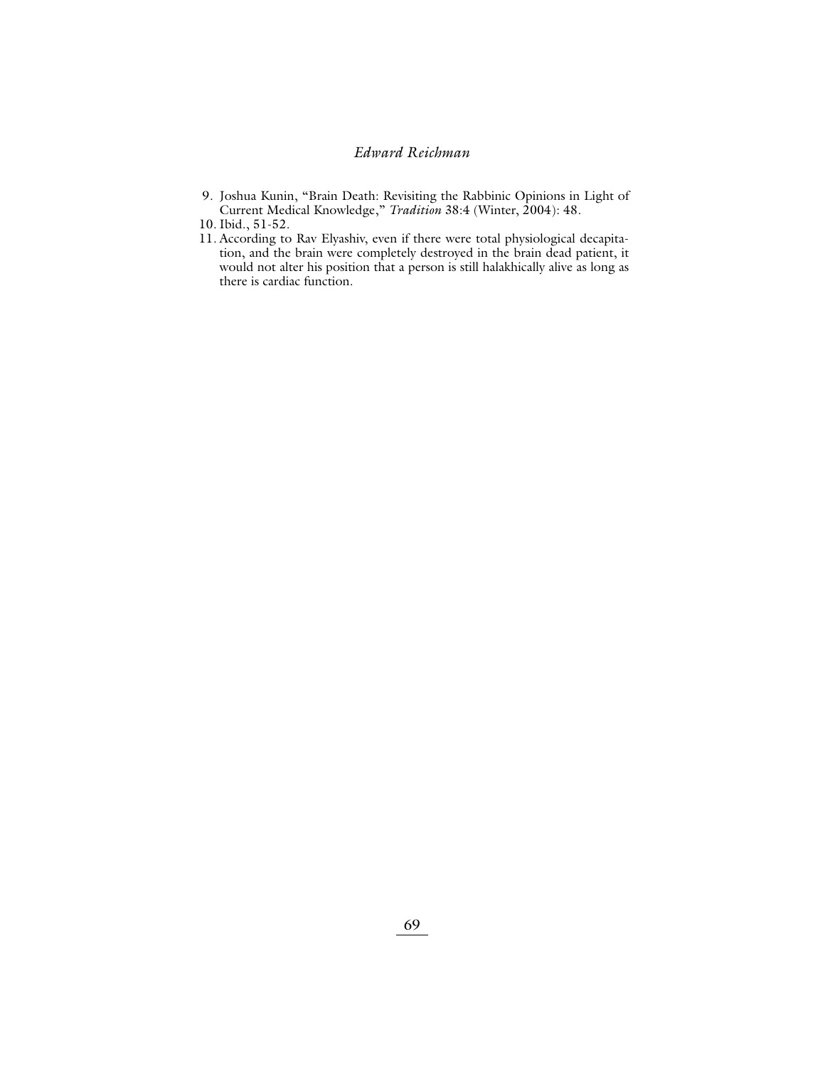9. Joshua Kunin, "Brain Death: Revisiting the Rabbinic Opinions in Light of Current Medical Knowledge," *Tradition* 38:4 (Winter, 2004): 48.
10. Ibid., 51-52.
11. According to Rav Elyashiv, even if there were total physiological decapitation, and the brain were completely destroyed in the brain dead patient, it would not alter his position that a person is still halakhically alive as long as there is cardiac function.